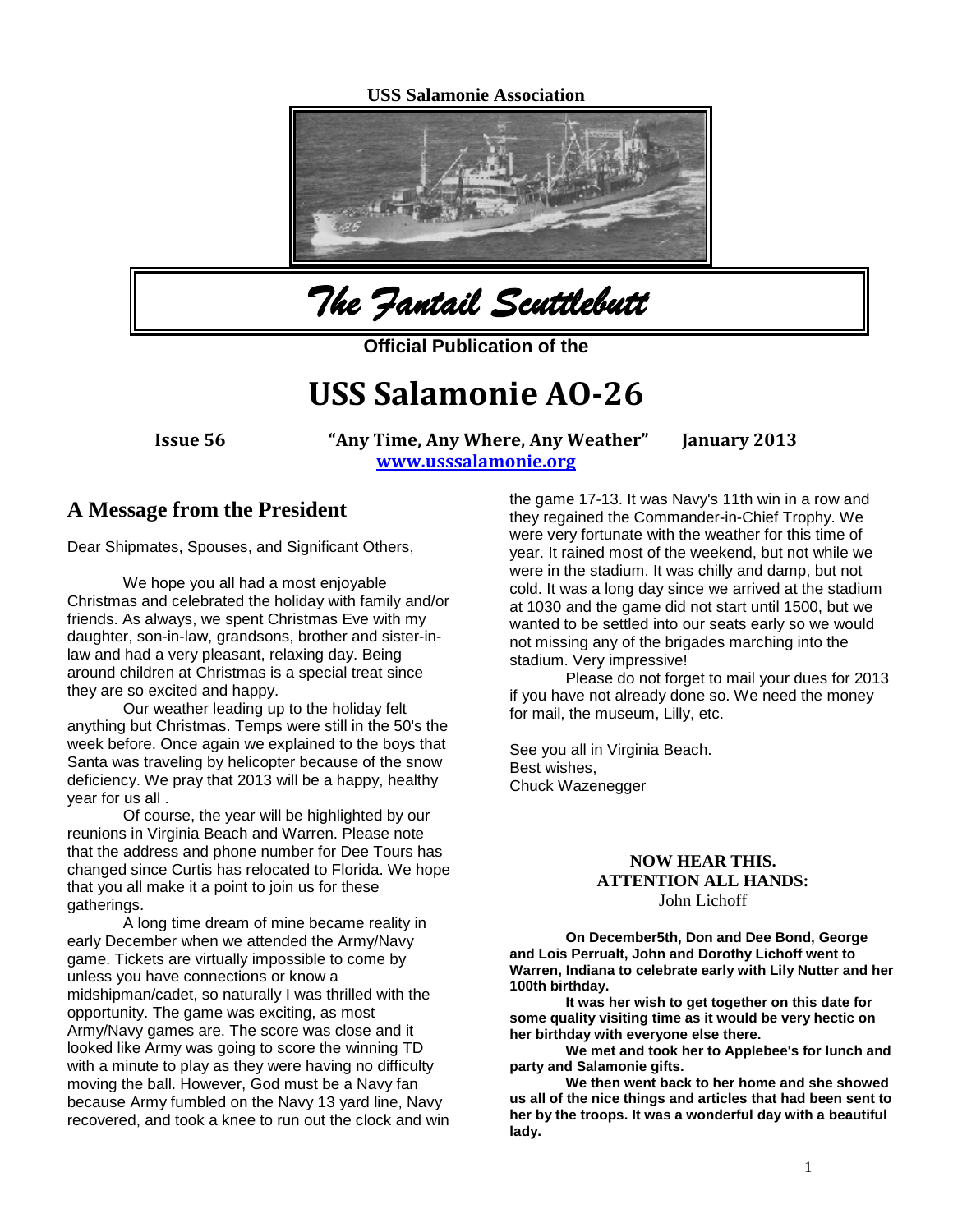**USS Salamonie Association**

# *The Fantail Scuttlebutt*

**Official Publication of the**

# USS Salamonie AO-26

**Issue 56** **"Any Time, Any Where, Any Weather"** **January 2013**

**www.usssalamonie.org**

## A Message from the President

Dear Shipmates, Spouses, and Significant Others,

We hope you all had a most enjoyable Christmas and celebrated the holiday with family and/or friends. As always, we spent Christmas Eve with my daughter, son-in-law, grandsons, brother and sister-in-law and had a very pleasant, relaxing day. Being around children at Christmas is a special treat since they are so excited and happy.

Our weather leading up to the holiday felt anything but Christmas. Temps were still in the 50's the week before. Once again we explained to the boys that Santa was traveling by helicopter because of the snow deficiency. We pray that 2013 will be a happy, healthy year for us all .

Of course, the year will be highlighted by our reunions in Virginia Beach and Warren. Please note that the address and phone number for Dee Tours has changed since Curtis has relocated to Florida. We hope that you all make it a point to join us for these gatherings.

A long time dream of mine became reality in early December when we attended the Army/Navy game. Tickets are virtually impossible to come by unless you have connections or know a midshipman/cadet, so naturally I was thrilled with the opportunity. The game was exciting, as most Army/Navy games are. The score was close and it looked like Army was going to score the winning TD with a minute to play as they were having no difficulty moving the ball. However, God must be a Navy fan because Army fumbled on the Navy 13 yard line, Navy recovered, and took a knee to run out the clock and win the game 17-13. It was Navy's 11th win in a row and they regained the Commander-in-Chief Trophy. We were very fortunate with the weather for this time of year. It rained most of the weekend, but not while we were in the stadium. It was chilly and damp, but not cold. It was a long day since we arrived at the stadium at 1030 and the game did not start until 1500, but we wanted to be settled into our seats early so we would not missing any of the brigades marching into the stadium. Very impressive!

Please do not forget to mail your dues for 2013 if you have not already done so. We need the money for mail, the museum, Lilly, etc.

See you all in Virginia Beach.
Best wishes,
Chuck Wazenegger

### NOW HEAR THIS.
### ATTENTION ALL HANDS:

John Lichoff

**On December5th, Don and Dee Bond, George and Lois Perrualt, John and Dorothy Lichoff went to Warren, Indiana to celebrate early with Lily Nutter and her 100th birthday.**

**It was her wish to get together on this date for some quality visiting time as it would be very hectic on her birthday with everyone else there.**

**We met and took her to Applebee's for lunch and party and Salamonie gifts.**

**We then went back to her home and she showed us all of the nice things and articles that had been sent to her by the troops. It was a wonderful day with a beautiful lady.**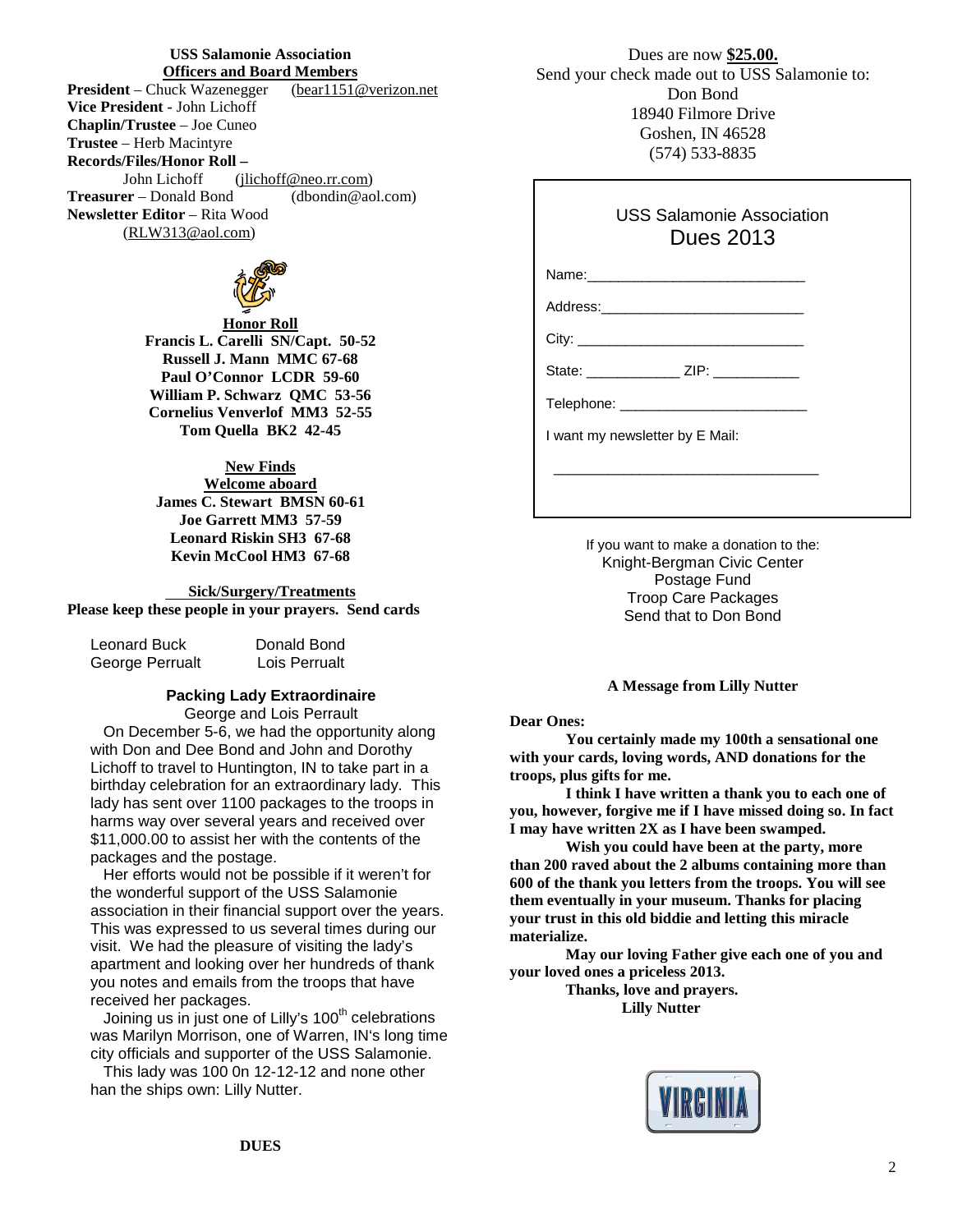**USS Salamonie Association**
**Officers and Board Members**

**President** – Chuck Wazenegger (bear1151@verizon.net
**Vice President** - John Lichoff
**Chaplin/Trustee** – Joe Cuneo
**Trustee** – Herb Macintyre
**Records/Files/Honor Roll –**
John Lichoff (jlichoff@neo.rr.com)
**Treasurer** – Donald Bond (dbondin@aol.com)
**Newsletter Editor** – Rita Wood
(RLW313@aol.com)

**Honor Roll**

**Francis L. Carelli SN/Capt. 50-52**
**Russell J. Mann MMC 67-68**
**Paul O'Connor LCDR 59-60**
**William P. Schwarz QMC 53-56**
**Cornelius Venverlof MM3 52-55**
**Tom Quella BK2 42-45**

**New Finds**
**Welcome aboard**

**James C. Stewart BMSN 60-61**
**Joe Garrett MM3 57-59**
**Leonard Riskin SH3 67-68**
**Kevin McCool HM3 67-68**

**Sick/Surgery/Treatments**
**Please keep these people in your prayers. Send cards**

Leonard Buck  Donald Bond
George Perrualt  Lois Perrualt

### Packing Lady Extraordinaire

George and Lois Perrault

On December 5-6, we had the opportunity along with Don and Dee Bond and John and Dorothy Lichoff to travel to Huntington, IN to take part in a birthday celebration for an extraordinary lady. This lady has sent over 1100 packages to the troops in harms way over several years and received over $11,000.00 to assist her with the contents of the packages and the postage.

Her efforts would not be possible if it weren't for the wonderful support of the USS Salamonie association in their financial support over the years. This was expressed to us several times during our visit. We had the pleasure of visiting the lady's apartment and looking over her hundreds of thank you notes and emails from the troops that have received her packages.

Joining us in just one of Lilly's 100th celebrations was Marilyn Morrison, one of Warren, IN's long time city officials and supporter of the USS Salamonie.

This lady was 100 0n 12-12-12 and none other han the ships own: Lilly Nutter.

**DUES**

Dues are now **$25.00.**
Send your check made out to USS Salamonie to:
Don Bond
18940 Filmore Drive
Goshen, IN 46528
(574) 533-8835

USS Salamonie Association
Dues 2013

Name:____________________________

Address:__________________________

City: _____________________________

State: ____________ ZIP: ___________

Telephone: ________________________

I want my newsletter by E Mail:

_________________________________

If you want to make a donation to the:
Knight-Bergman Civic Center
Postage Fund
Troop Care Packages
Send that to Don Bond

**A Message from Lilly Nutter**

**Dear Ones:**

**You certainly made my 100th a sensational one with your cards, loving words, AND donations for the troops, plus gifts for me.**

**I think I have written a thank you to each one of you, however, forgive me if I have missed doing so. In fact I may have written 2X as I have been swamped.**

**Wish you could have been at the party, more than 200 raved about the 2 albums containing more than 600 of the thank you letters from the troops. You will see them eventually in your museum. Thanks for placing your trust in this old biddie and letting this miracle materialize.**

**May our loving Father give each one of you and your loved ones a priceless 2013.**

**Thanks, love and prayers.**
**Lilly Nutter**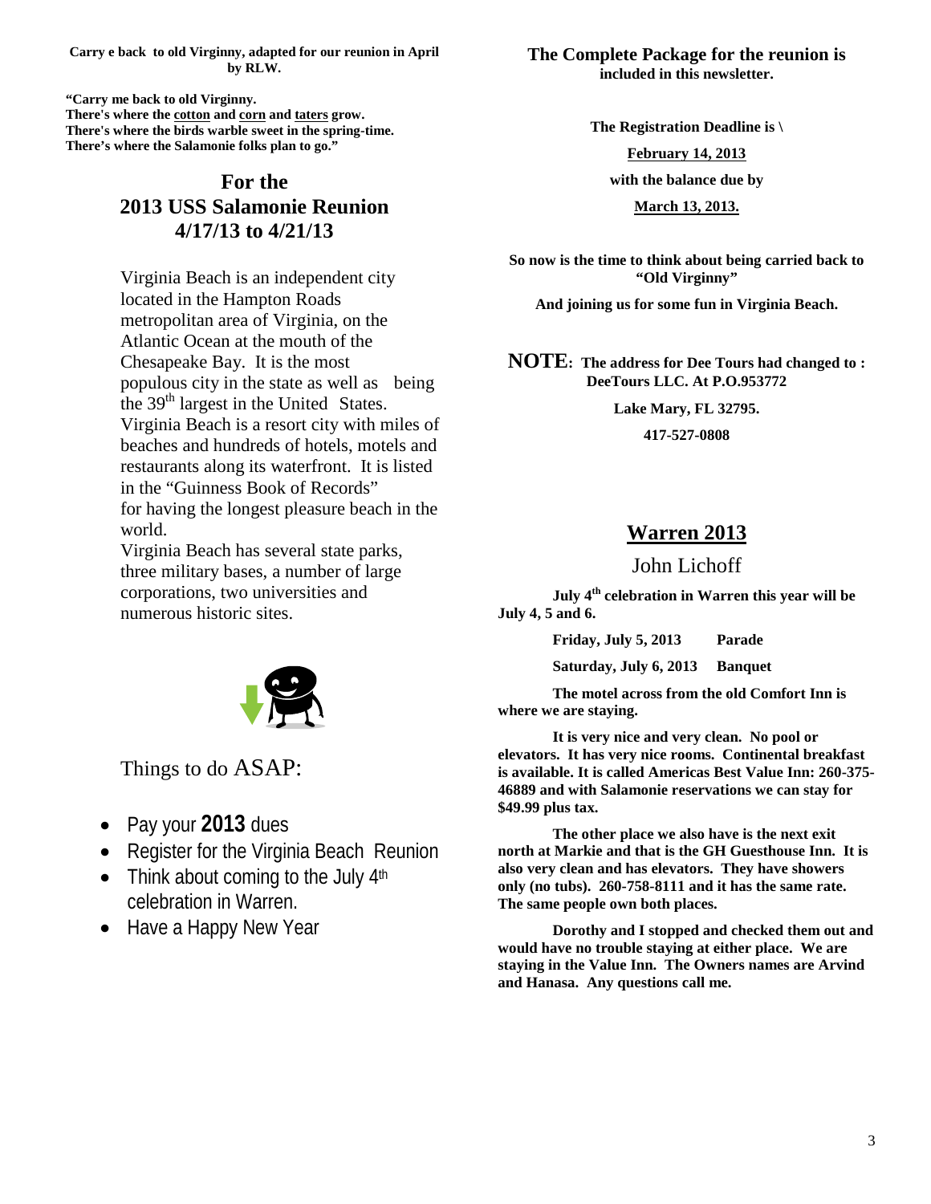**Carry e back to old Virginny, adapted for our reunion in April by RLW.**

**"Carry me back to old Virginny.**
**There's where the <u>cotton</u> and <u>corn</u> and <u>taters</u> grow.**
**There's where the birds warble sweet in the spring-time.**
**There's where the Salamonie folks plan to go."**

## For the 2013 USS Salamonie Reunion 4/17/13 to 4/21/13

Virginia Beach is an independent city located in the Hampton Roads metropolitan area of Virginia, on the Atlantic Ocean at the mouth of the Chesapeake Bay. It is the most populous city in the state as well as being the 39th largest in the United States. Virginia Beach is a resort city with miles of beaches and hundreds of hotels, motels and restaurants along its waterfront. It is listed in the "Guinness Book of Records" for having the longest pleasure beach in the world.

Virginia Beach has several state parks, three military bases, a number of large corporations, two universities and numerous historic sites.

Things to do ASAP:

- Pay your **2013** dues
- Register for the Virginia Beach Reunion
- Think about coming to the July 4th celebration in Warren.
- Have a Happy New Year

**The Complete Package for the reunion is included in this newsletter.**

**The Registration Deadline is \**

**<u>February 14, 2013</u>**

**with the balance due by**

**<u>March 13, 2013.</u>**

**So now is the time to think about being carried back to "Old Virginny"**

**And joining us for some fun in Virginia Beach.**

**NOTE: The address for Dee Tours had changed to : DeeTours LLC. At P.O.953772**

**Lake Mary, FL 32795.**

**417-527-0808**

## <u>Warren 2013</u>

John Lichoff

**July 4th celebration in Warren this year will be July 4, 5 and 6.**

**Friday, July 5, 2013 Parade**

**Saturday, July 6, 2013 Banquet**

**The motel across from the old Comfort Inn is where we are staying.**

**It is very nice and very clean. No pool or elevators. It has very nice rooms. Continental breakfast is available. It is called Americas Best Value Inn: 260-375-46889 and with Salamonie reservations we can stay for $49.99 plus tax.**

**The other place we also have is the next exit north at Markie and that is the GH Guesthouse Inn. It is also very clean and has elevators. They have showers only (no tubs). 260-758-8111 and it has the same rate. The same people own both places.**

**Dorothy and I stopped and checked them out and would have no trouble staying at either place. We are staying in the Value Inn. The Owners names are Arvind and Hanasa. Any questions call me.**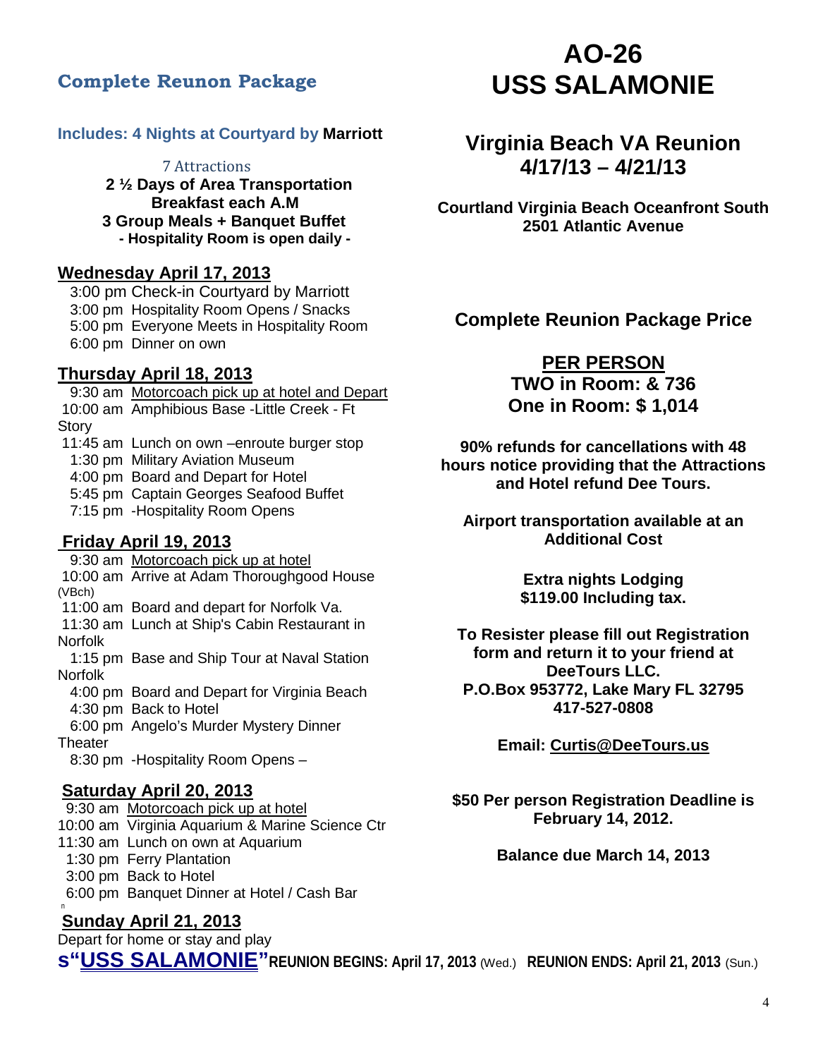# AO-26
# USS SALAMONIE

## Complete Reunon Package

**Includes: 4 Nights at Courtyard by Marriott**

7 Attractions
**2 ½ Days of Area Transportation**
**Breakfast each A.M**
**3 Group Meals + Banquet Buffet**
**- Hospitality Room is open daily -**

### Wednesday April 17, 2013

3:00 pm Check-in Courtyard by Marriott
3:00 pm Hospitality Room Opens / Snacks
5:00 pm Everyone Meets in Hospitality Room
6:00 pm Dinner on own

### Thursday April 18, 2013

9:30 am Motorcoach pick up at hotel and Depart
10:00 am Amphibious Base -Little Creek - Ft Story
11:45 am Lunch on own –enroute burger stop
1:30 pm Military Aviation Museum
4:00 pm Board and Depart for Hotel
5:45 pm Captain Georges Seafood Buffet
7:15 pm -Hospitality Room Opens

### Friday April 19, 2013

9:30 am Motorcoach pick up at hotel
10:00 am Arrive at Adam Thoroughgood House (VBch)
11:00 am Board and depart for Norfolk Va.
11:30 am Lunch at Ship's Cabin Restaurant in Norfolk
1:15 pm Base and Ship Tour at Naval Station Norfolk
4:00 pm Board and Depart for Virginia Beach
4:30 pm Back to Hotel
6:00 pm Angelo's Murder Mystery Dinner Theater
8:30 pm -Hospitality Room Opens –

### Saturday April 20, 2013

9:30 am Motorcoach pick up at hotel
10:00 am Virginia Aquarium & Marine Science Ctr
11:30 am Lunch on own at Aquarium
1:30 pm Ferry Plantation
3:00 pm Back to Hotel
6:00 pm Banquet Dinner at Hotel / Cash Bar

### Sunday April 21, 2013

Depart for home or stay and play

## Virginia Beach VA Reunion
## 4/17/13 – 4/21/13

**Courtland Virginia Beach Oceanfront South**
**2501 Atlantic Avenue**

## Complete Reunion Package Price

**PER PERSON**
**TWO in Room: & 736**
**One in Room: $ 1,014**

**90% refunds for cancellations with 48 hours notice providing that the Attractions and Hotel refund Dee Tours.**

**Airport transportation available at an Additional Cost**

**Extra nights Lodging**
**$119.00 Including tax.**

**To Resister please fill out Registration form and return it to your friend at DeeTours LLC.**
**P.O.Box 953772, Lake Mary FL 32795**
**417-527-0808**

**Email: Curtis@DeeTours.us**

**$50 Per person Registration Deadline is February 14, 2012.**

**Balance due March 14, 2013**

**s"USS SALAMONIE" REUNION BEGINS: April 17, 2013** (Wed.) **REUNION ENDS: April 21, 2013** (Sun.)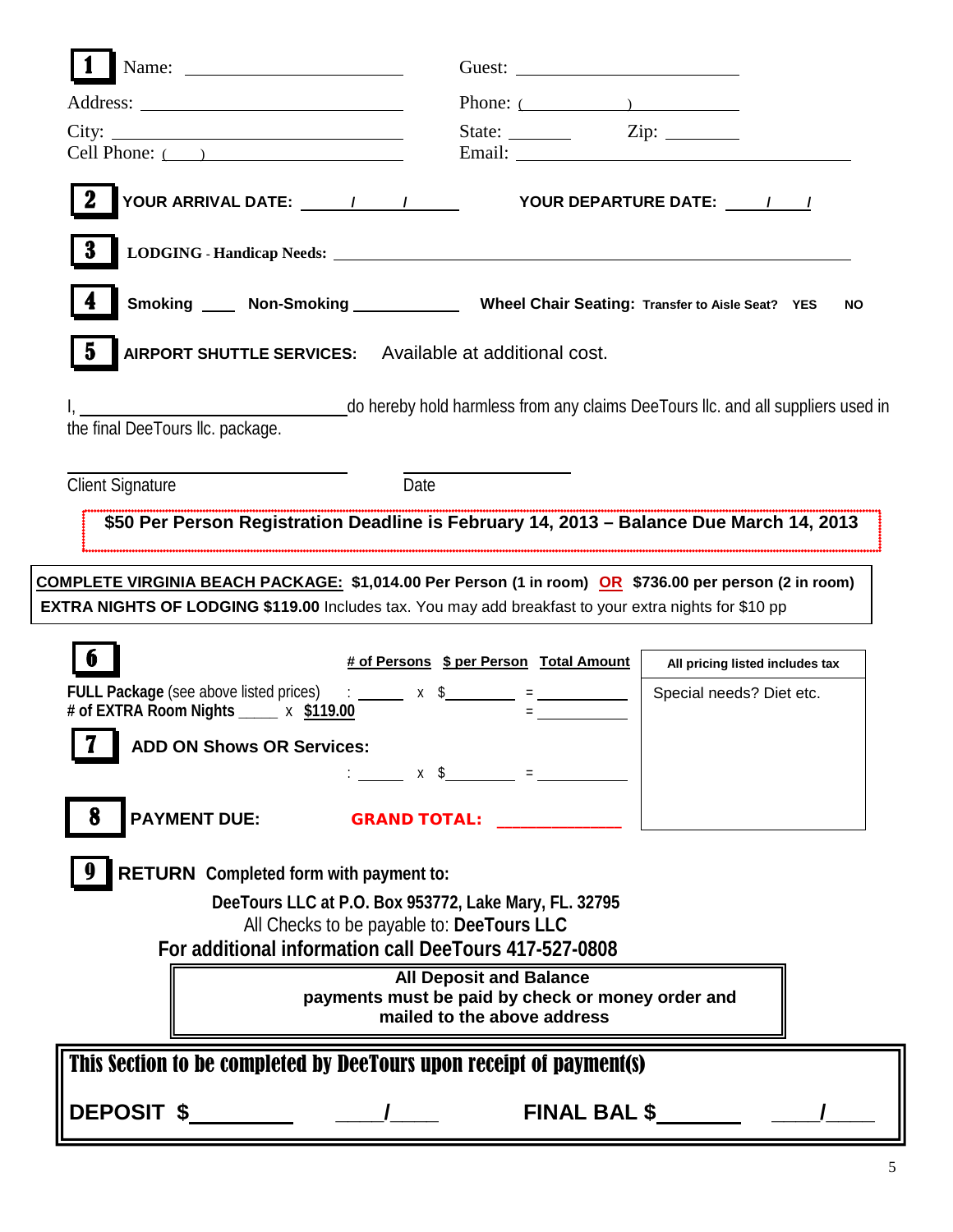**1** Name: ______________________ Guest: ______________________

Address: ______________________ Phone: (__________) __________

City: ______________________ State: ________ Zip: ________

Cell Phone: (___) ______________________ Email: ______________________

**2** **YOUR ARRIVAL DATE:** ____/____/____ **YOUR DEPARTURE DATE:** ____/____/____

**3** **LODGING - Handicap Needs:** ______________________________________________

**4** **Smoking** ____ **Non-Smoking** __________ **Wheel Chair Seating:** **Transfer to Aisle Seat?** **YES** **NO**

**5** **AIRPORT SHUTTLE SERVICES:** Available at additional cost.

I, ______________________ do hereby hold harmless from any claims DeeTours llc. and all suppliers used in the final DeeTours llc. package.

______________________ ______________

Client Signature Date

**$50 Per Person Registration Deadline is February 14, 2013 – Balance Due March 14, 2013**

**COMPLETE VIRGINIA BEACH PACKAGE:** **$1,014.00 Per Person (1 in room)** **OR** **$736.00 per person (2 in room)**

**EXTRA NIGHTS OF LODGING $119.00** Includes tax. You may add breakfast to your extra nights for $10 pp

**6**

| | # of Persons | $ per Person | Total Amount |
|---|---|---|---|
| **FULL Package** (see above listed prices) | : ______ | x $________ | = __________ |
| **# of EXTRA Room Nights** _____ x **$119.00** | | | = __________ |

**7** **ADD ON Shows OR Services:**

: ______ x $________ = __________

**8** **PAYMENT DUE:** **GRAND TOTAL:** ____________

**All pricing listed includes tax**

Special needs? Diet etc.

**9** **RETURN** **Completed form with payment to:**

**DeeTours LLC at P.O. Box 953772, Lake Mary, FL. 32795**

All Checks to be payable to: **DeeTours LLC**

**For additional information call DeeTours 417-527-0808**

**All Deposit and Balance payments must be paid by check or money order and mailed to the above address**

**This Section to be completed by DeeTours upon receipt of payment(s)**

**DEPOSIT $**________ ____/____ **FINAL BAL $**________ ____/____